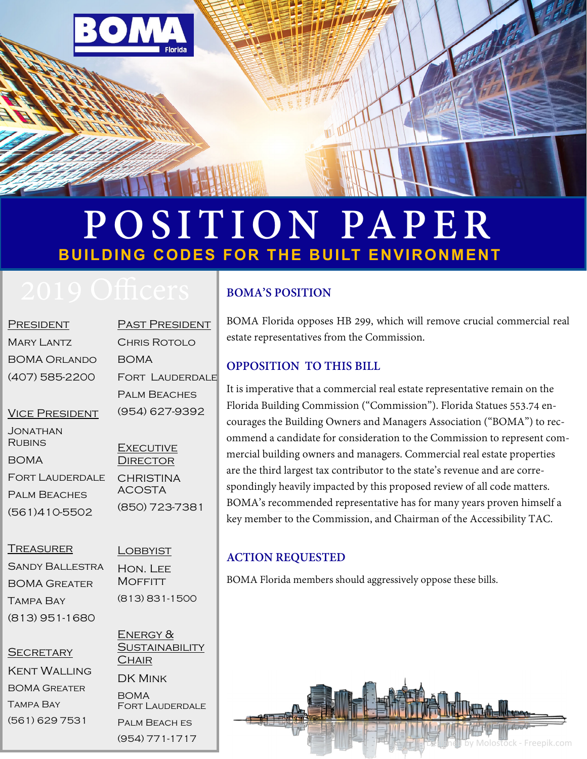BOMA Florida

# POSITION PAPER

## BUILDING CODES FOR THE BUILT ENVIRONMENT

## 2019 Officers

**President**
Mary Lantz
BOMA Orlando
(407) 585-2200

**Vice President**
Jonathan Rubins
BOMA
Fort Lauderdale
Palm Beaches
(561)410-5502

**Treasurer**
Sandy Ballestra
BOMA Greater
Tampa Bay
(813) 951-1680

**Secretary**
Kent Walling
BOMA Greater
Tampa Bay
(561) 629 7531

**Past President**
Chris Rotolo
BOMA
Fort Lauderdale
Palm Beaches
(954) 627-9392

**Executive Director**
Christina Acosta
(850) 723-7381

**Lobbyist**
Hon. Lee Moffitt
(813) 831-1500

**Energy & Sustainability Chair**
DK Mink
BOMA
Fort Lauderdale
Palm Beach es
(954) 771-1717

### BOMA'S POSITION

BOMA Florida opposes HB 299, which will remove crucial commercial real estate representatives from the Commission.

### OPPOSITION TO THIS BILL

It is imperative that a commercial real estate representative remain on the Florida Building Commission ("Commission"). Florida Statues 553.74 encourages the Building Owners and Managers Association ("BOMA") to recommend a candidate for consideration to the Commission to represent commercial building owners and managers. Commercial real estate properties are the third largest tax contributor to the state's revenue and are correspondingly heavily impacted by this proposed review of all code matters. BOMA's recommended representative has for many years proven himself a key member to the Commission, and Chairman of the Accessibility TAC.

### ACTION REQUESTED

BOMA Florida members should aggressively oppose these bills.

Designed by Molostock - Freepik.com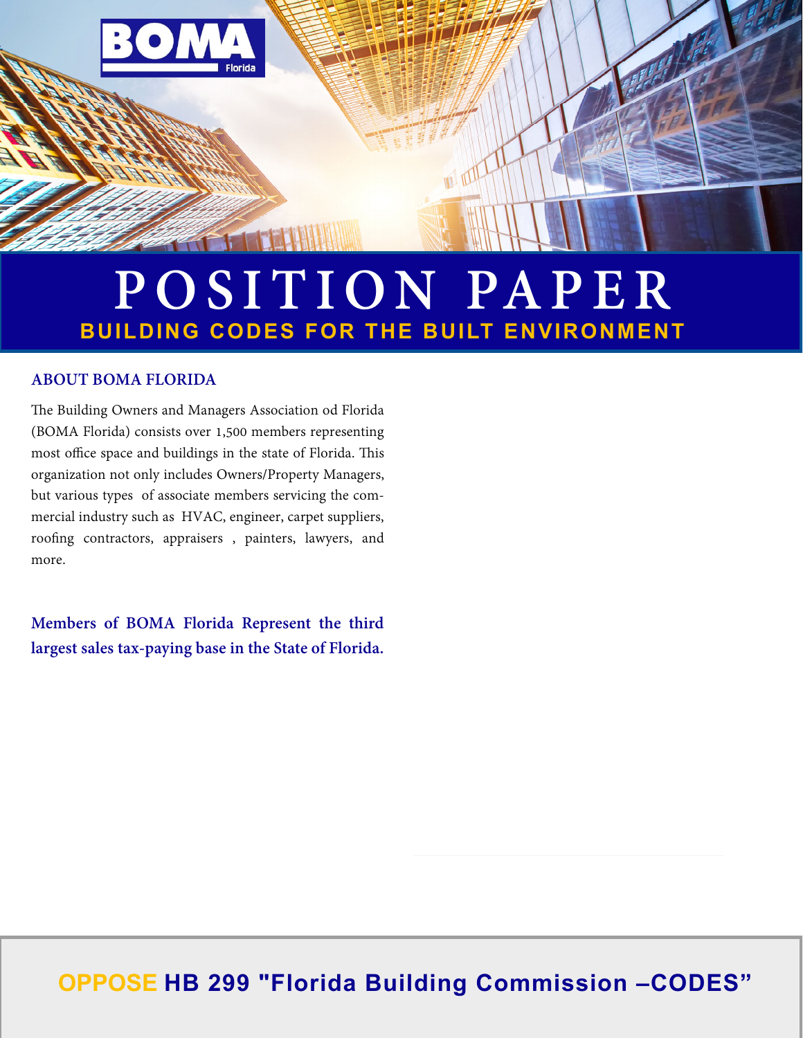# POSITION PAPER

## BUILDING CODES FOR THE BUILT ENVIRONMENT

### ABOUT BOMA FLORIDA

The Building Owners and Managers Association od Florida (BOMA Florida) consists over 1,500 members representing most office space and buildings in the state of Florida. This organization not only includes Owners/Property Managers, but various types of associate members servicing the commercial industry such as HVAC, engineer, carpet suppliers, roofing contractors, appraisers , painters, lawyers, and more.

**Members of BOMA Florida Represent the third largest sales tax-paying base in the State of Florida.**

## OPPOSE HB 299 "Florida Building Commission –CODES"